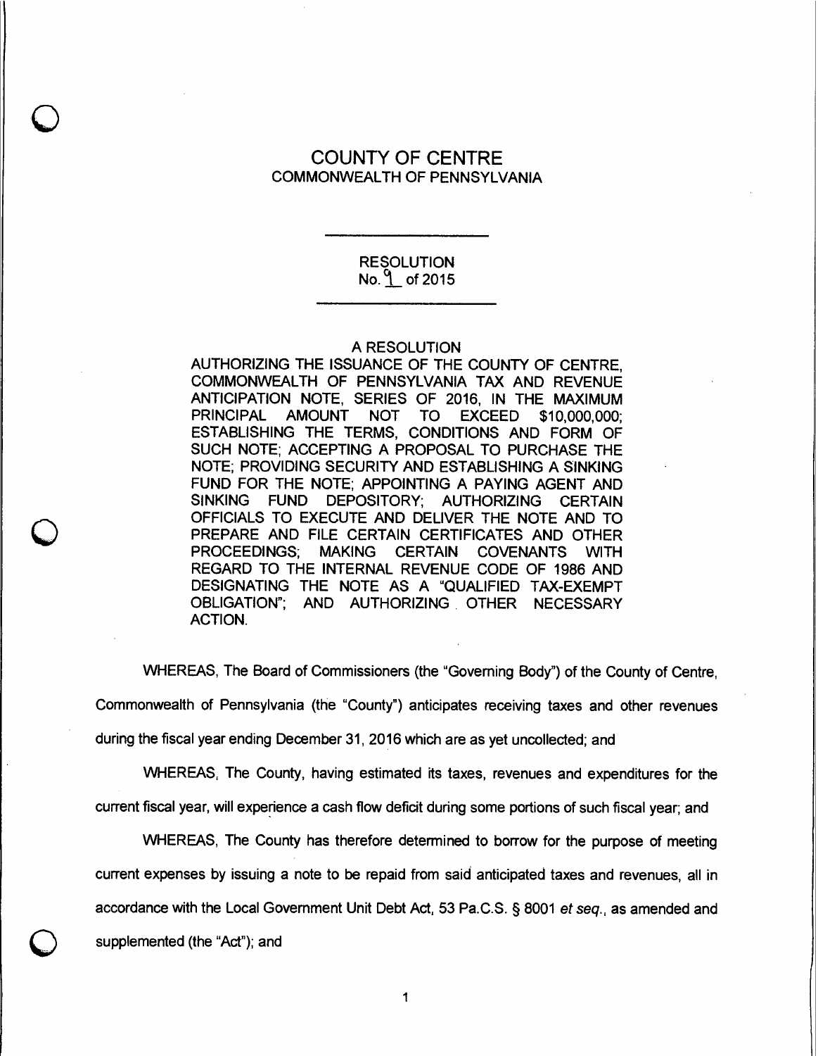# COUNTY OF CENTRE
## COMMONWEALTH OF PENNSYLVANIA

---

**RESOLUTION**
**No. 9 of 2015**

---

A RESOLUTION

AUTHORIZING THE ISSUANCE OF THE COUNTY OF CENTRE, COMMONWEALTH OF PENNSYLVANIA TAX AND REVENUE ANTICIPATION NOTE, SERIES OF 2016, IN THE MAXIMUM PRINCIPAL AMOUNT NOT TO EXCEED $10,000,000; ESTABLISHING THE TERMS, CONDITIONS AND FORM OF SUCH NOTE; ACCEPTING A PROPOSAL TO PURCHASE THE NOTE; PROVIDING SECURITY AND ESTABLISHING A SINKING FUND FOR THE NOTE; APPOINTING A PAYING AGENT AND SINKING FUND DEPOSITORY; AUTHORIZING CERTAIN OFFICIALS TO EXECUTE AND DELIVER THE NOTE AND TO PREPARE AND FILE CERTAIN CERTIFICATES AND OTHER PROCEEDINGS; MAKING CERTAIN COVENANTS WITH REGARD TO THE INTERNAL REVENUE CODE OF 1986 AND DESIGNATING THE NOTE AS A "QUALIFIED TAX-EXEMPT OBLIGATION"; AND AUTHORIZING OTHER NECESSARY ACTION.

WHEREAS, The Board of Commissioners (the "Governing Body") of the County of Centre, Commonwealth of Pennsylvania (the "County") anticipates receiving taxes and other revenues during the fiscal year ending December 31, 2016 which are as yet uncollected; and

WHEREAS, The County, having estimated its taxes, revenues and expenditures for the current fiscal year, will experience a cash flow deficit during some portions of such fiscal year; and

WHEREAS, The County has therefore determined to borrow for the purpose of meeting current expenses by issuing a note to be repaid from said anticipated taxes and revenues, all in accordance with the Local Government Unit Debt Act, 53 Pa.C.S. § 8001 *et seq.*, as amended and supplemented (the "Act"); and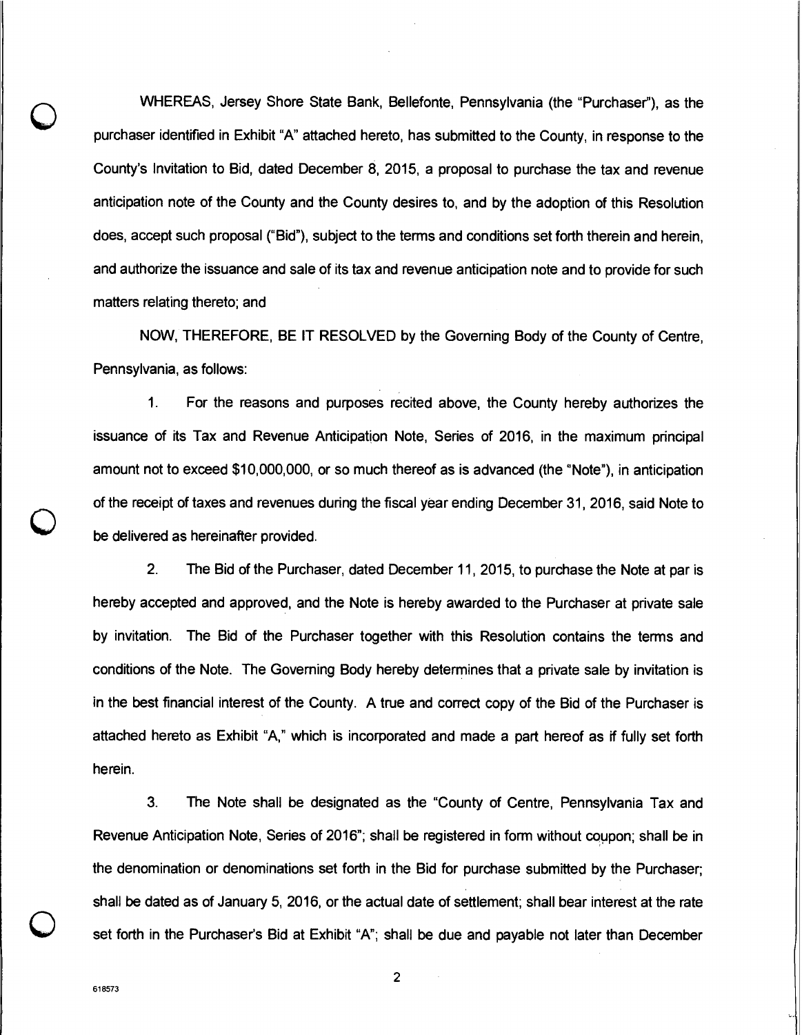WHEREAS, Jersey Shore State Bank, Bellefonte, Pennsylvania (the "Purchaser"), as the purchaser identified in Exhibit "A" attached hereto, has submitted to the County, in response to the County's Invitation to Bid, dated December 8, 2015, a proposal to purchase the tax and revenue anticipation note of the County and the County desires to, and by the adoption of this Resolution does, accept such proposal ("Bid"), subject to the terms and conditions set forth therein and herein, and authorize the issuance and sale of its tax and revenue anticipation note and to provide for such matters relating thereto; and

NOW, THEREFORE, BE IT RESOLVED by the Governing Body of the County of Centre, Pennsylvania, as follows:

1. For the reasons and purposes recited above, the County hereby authorizes the issuance of its Tax and Revenue Anticipation Note, Series of 2016, in the maximum principal amount not to exceed $10,000,000, or so much thereof as is advanced (the "Note"), in anticipation of the receipt of taxes and revenues during the fiscal year ending December 31, 2016, said Note to be delivered as hereinafter provided.

2. The Bid of the Purchaser, dated December 11, 2015, to purchase the Note at par is hereby accepted and approved, and the Note is hereby awarded to the Purchaser at private sale by invitation. The Bid of the Purchaser together with this Resolution contains the terms and conditions of the Note. The Governing Body hereby determines that a private sale by invitation is in the best financial interest of the County. A true and correct copy of the Bid of the Purchaser is attached hereto as Exhibit "A," which is incorporated and made a part hereof as if fully set forth herein.

3. The Note shall be designated as the "County of Centre, Pennsylvania Tax and Revenue Anticipation Note, Series of 2016"; shall be registered in form without coupon; shall be in the denomination or denominations set forth in the Bid for purchase submitted by the Purchaser; shall be dated as of January 5, 2016, or the actual date of settlement; shall bear interest at the rate set forth in the Purchaser's Bid at Exhibit "A"; shall be due and payable not later than December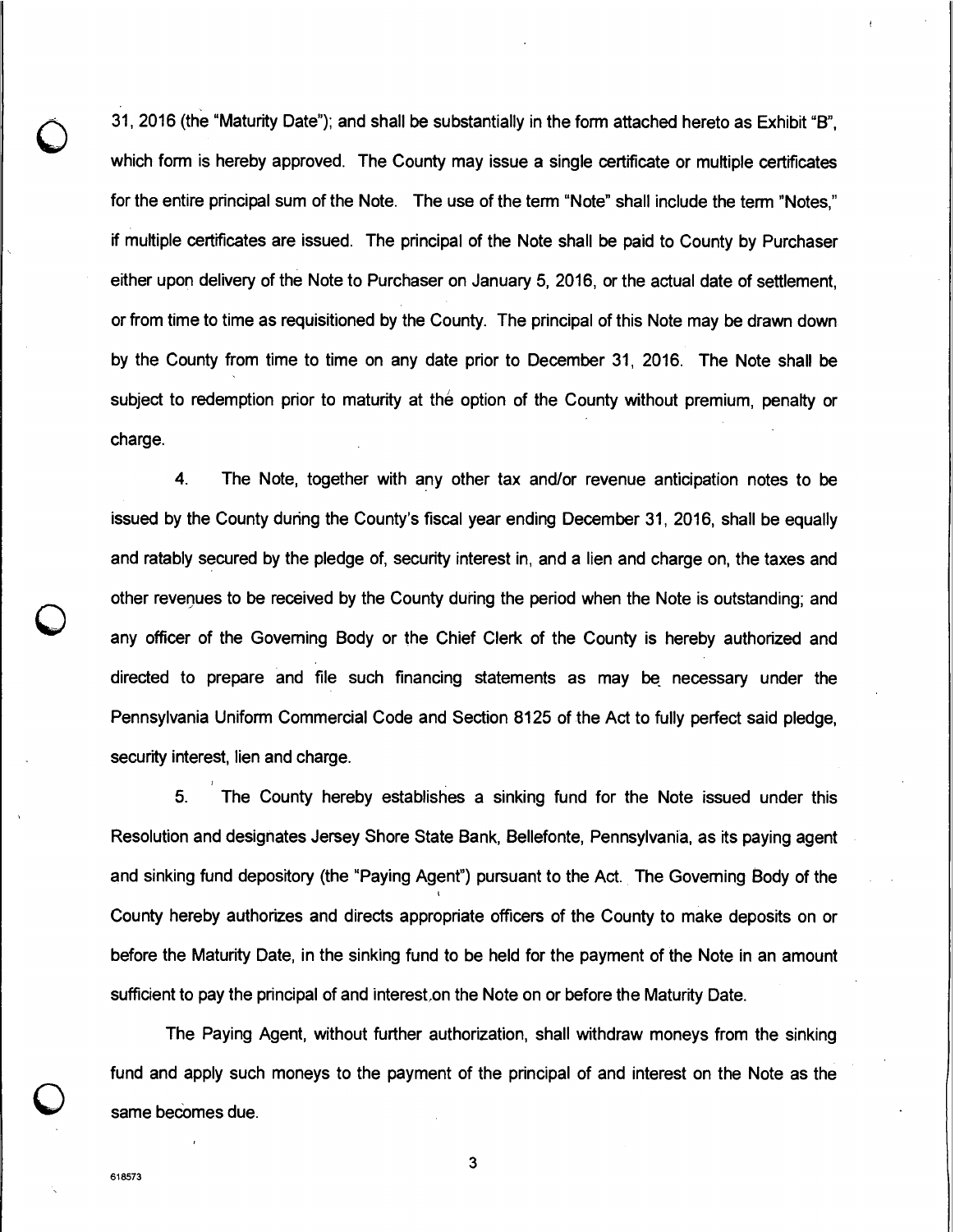31, 2016 (the "Maturity Date"); and shall be substantially in the form attached hereto as Exhibit "B", which form is hereby approved. The County may issue a single certificate or multiple certificates for the entire principal sum of the Note. The use of the term "Note" shall include the term "Notes," if multiple certificates are issued. The principal of the Note shall be paid to County by Purchaser either upon delivery of the Note to Purchaser on January 5, 2016, or the actual date of settlement, or from time to time as requisitioned by the County. The principal of this Note may be drawn down by the County from time to time on any date prior to December 31, 2016. The Note shall be subject to redemption prior to maturity at the option of the County without premium, penalty or charge.

4. The Note, together with any other tax and/or revenue anticipation notes to be issued by the County during the County's fiscal year ending December 31, 2016, shall be equally and ratably secured by the pledge of, security interest in, and a lien and charge on, the taxes and other revenues to be received by the County during the period when the Note is outstanding; and any officer of the Governing Body or the Chief Clerk of the County is hereby authorized and directed to prepare and file such financing statements as may be necessary under the Pennsylvania Uniform Commercial Code and Section 8125 of the Act to fully perfect said pledge, security interest, lien and charge.

5. The County hereby establishes a sinking fund for the Note issued under this Resolution and designates Jersey Shore State Bank, Bellefonte, Pennsylvania, as its paying agent and sinking fund depository (the "Paying Agent") pursuant to the Act. The Governing Body of the County hereby authorizes and directs appropriate officers of the County to make deposits on or before the Maturity Date, in the sinking fund to be held for the payment of the Note in an amount sufficient to pay the principal of and interest on the Note on or before the Maturity Date.

The Paying Agent, without further authorization, shall withdraw moneys from the sinking fund and apply such moneys to the payment of the principal of and interest on the Note as the same becomes due.

618573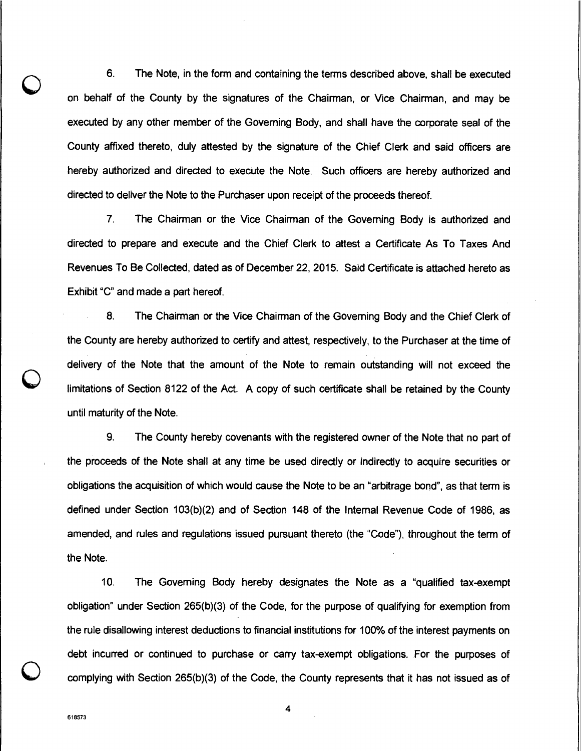6. The Note, in the form and containing the terms described above, shall be executed on behalf of the County by the signatures of the Chairman, or Vice Chairman, and may be executed by any other member of the Governing Body, and shall have the corporate seal of the County affixed thereto, duly attested by the signature of the Chief Clerk and said officers are hereby authorized and directed to execute the Note. Such officers are hereby authorized and directed to deliver the Note to the Purchaser upon receipt of the proceeds thereof.

7. The Chairman or the Vice Chairman of the Governing Body is authorized and directed to prepare and execute and the Chief Clerk to attest a Certificate As To Taxes And Revenues To Be Collected, dated as of December 22, 2015. Said Certificate is attached hereto as Exhibit "C" and made a part hereof.

8. The Chairman or the Vice Chairman of the Governing Body and the Chief Clerk of the County are hereby authorized to certify and attest, respectively, to the Purchaser at the time of delivery of the Note that the amount of the Note to remain outstanding will not exceed the limitations of Section 8122 of the Act. A copy of such certificate shall be retained by the County until maturity of the Note.

9. The County hereby covenants with the registered owner of the Note that no part of the proceeds of the Note shall at any time be used directly or indirectly to acquire securities or obligations the acquisition of which would cause the Note to be an "arbitrage bond", as that term is defined under Section 103(b)(2) and of Section 148 of the Internal Revenue Code of 1986, as amended, and rules and regulations issued pursuant thereto (the "Code"), throughout the term of the Note.

10. The Governing Body hereby designates the Note as a "qualified tax-exempt obligation" under Section 265(b)(3) of the Code, for the purpose of qualifying for exemption from the rule disallowing interest deductions to financial institutions for 100% of the interest payments on debt incurred or continued to purchase or carry tax-exempt obligations. For the purposes of complying with Section 265(b)(3) of the Code, the County represents that it has not issued as of

618573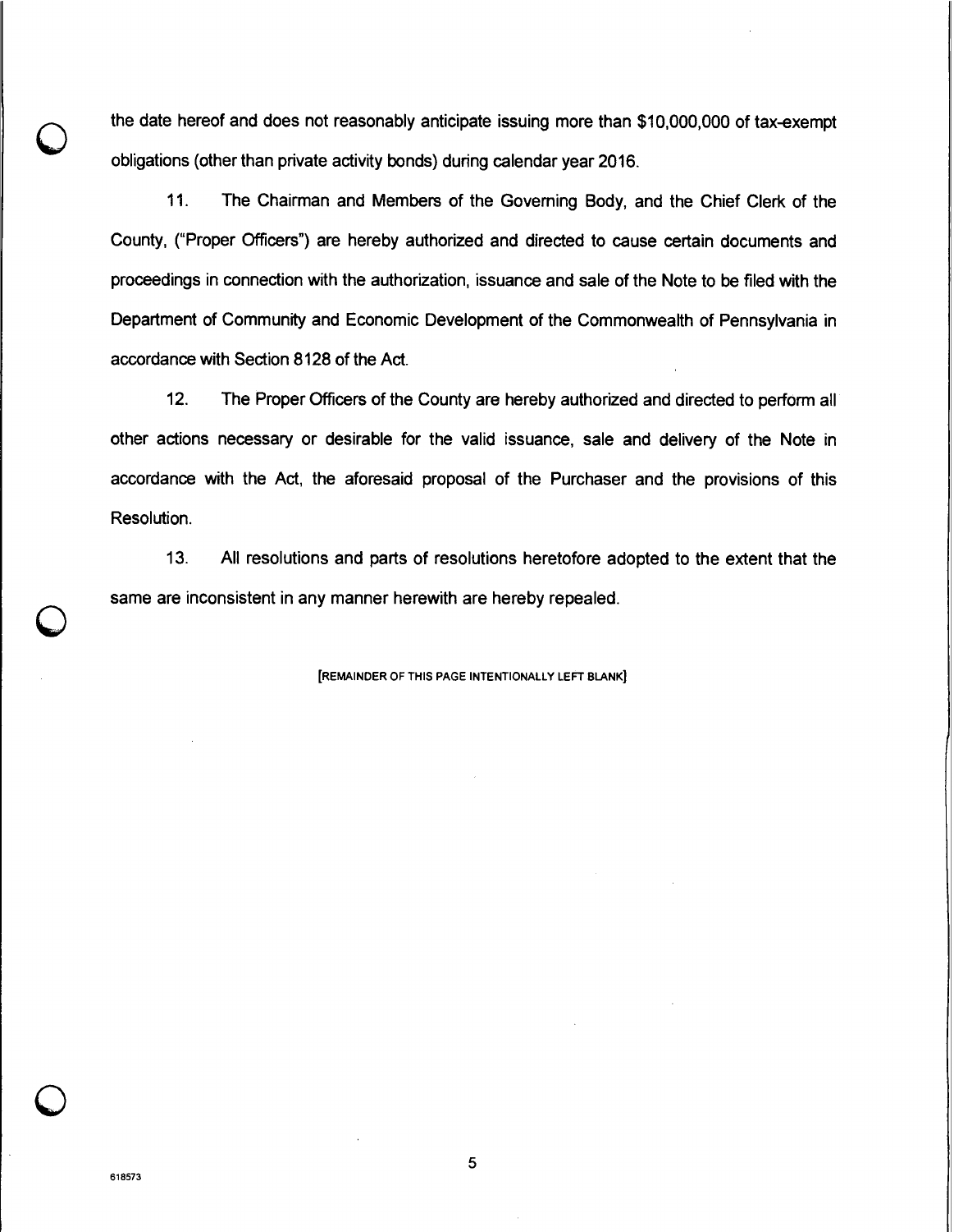the date hereof and does not reasonably anticipate issuing more than $10,000,000 of tax-exempt obligations (other than private activity bonds) during calendar year 2016.

11. The Chairman and Members of the Governing Body, and the Chief Clerk of the County, ("Proper Officers") are hereby authorized and directed to cause certain documents and proceedings in connection with the authorization, issuance and sale of the Note to be filed with the Department of Community and Economic Development of the Commonwealth of Pennsylvania in accordance with Section 8128 of the Act.

12. The Proper Officers of the County are hereby authorized and directed to perform all other actions necessary or desirable for the valid issuance, sale and delivery of the Note in accordance with the Act, the aforesaid proposal of the Purchaser and the provisions of this Resolution.

13. All resolutions and parts of resolutions heretofore adopted to the extent that the same are inconsistent in any manner herewith are hereby repealed.

[REMAINDER OF THIS PAGE INTENTIONALLY LEFT BLANK]

618573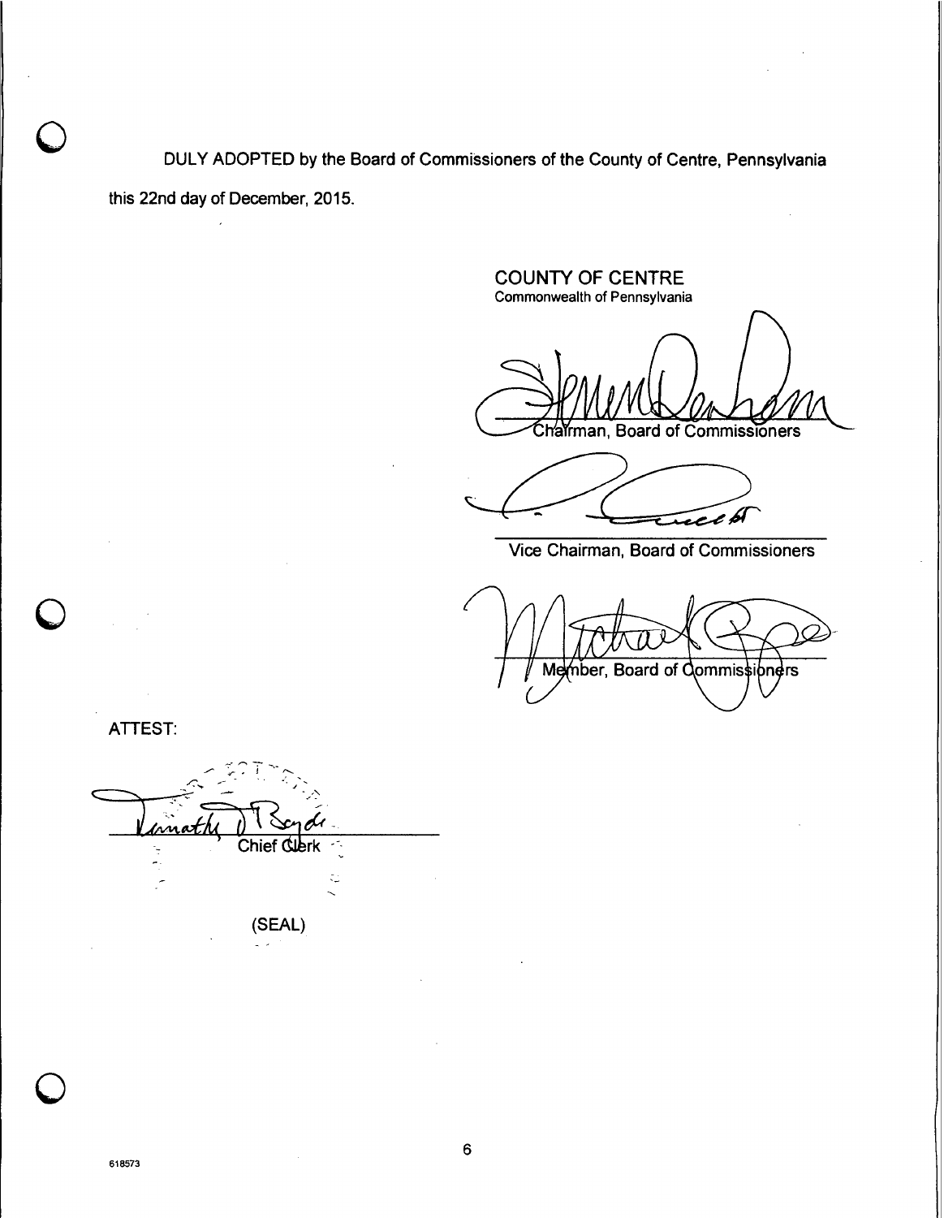DULY ADOPTED by the Board of Commissioners of the County of Centre, Pennsylvania this 22nd day of December, 2015.

COUNTY OF CENTRE
Commonwealth of Pennsylvania

Chairman, Board of Commissioners

Vice Chairman, Board of Commissioners

Member, Board of Commissioners

ATTEST:

Chief Clerk

(SEAL)

618573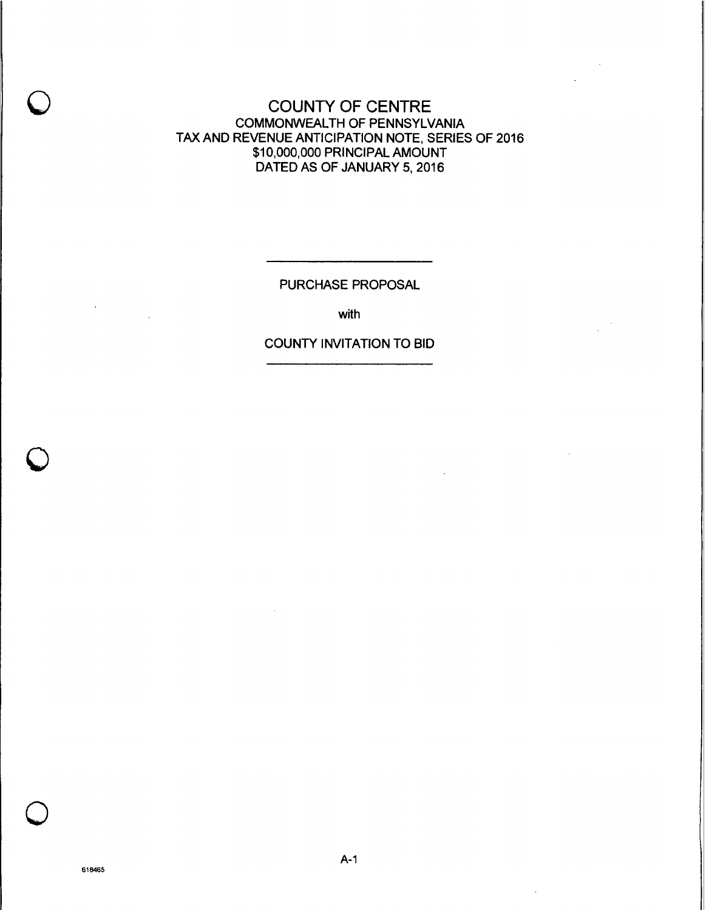# COUNTY OF CENTRE

COMMONWEALTH OF PENNSYLVANIA
TAX AND REVENUE ANTICIPATION NOTE, SERIES OF 2016
$10,000,000 PRINCIPAL AMOUNT
DATED AS OF JANUARY 5, 2016

---

PURCHASE PROPOSAL

with

COUNTY INVITATION TO BID

---

618465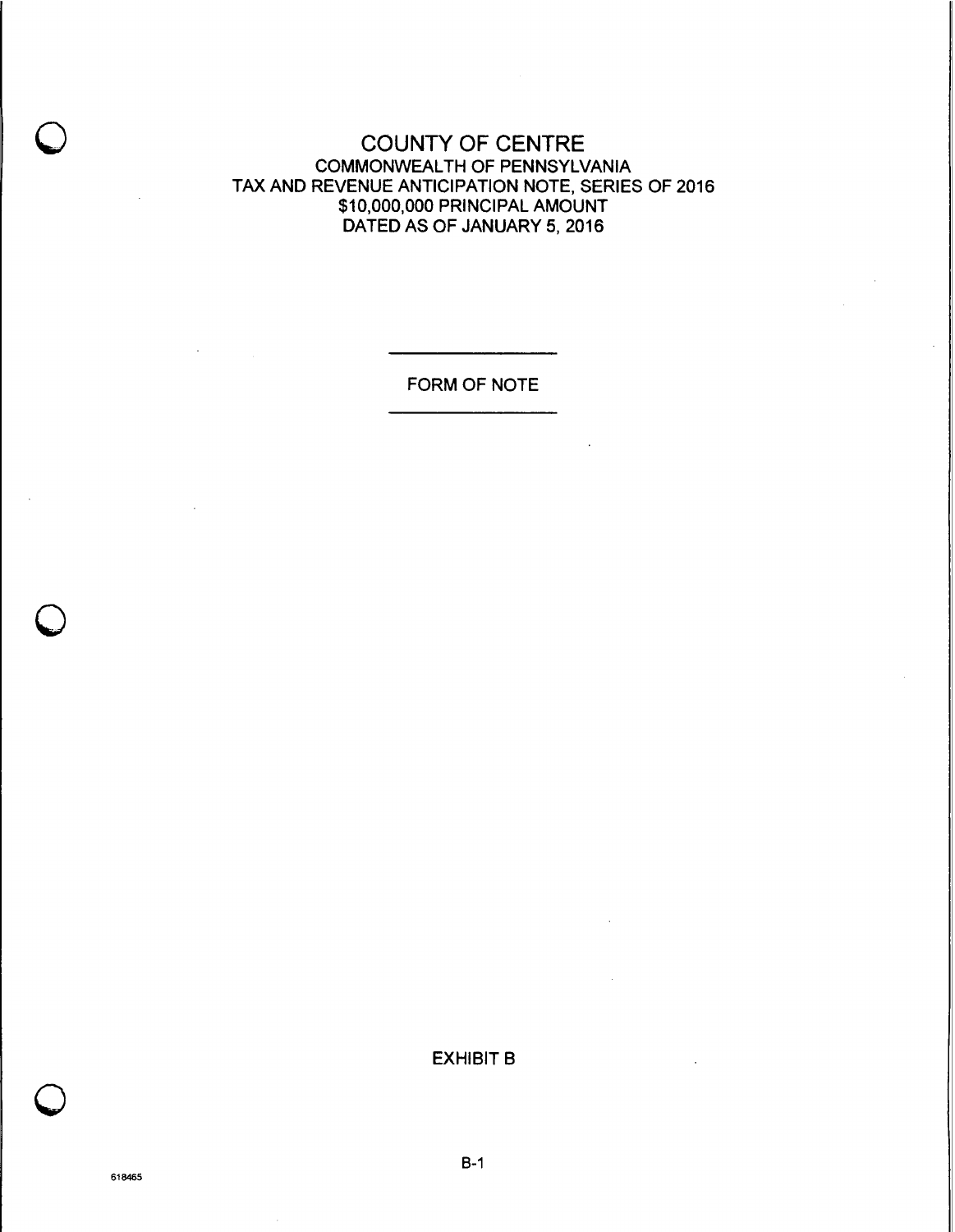# COUNTY OF CENTRE

COMMONWEALTH OF PENNSYLVANIA

TAX AND REVENUE ANTICIPATION NOTE, SERIES OF 2016

$10,000,000 PRINCIPAL AMOUNT

DATED AS OF JANUARY 5, 2016

---

FORM OF NOTE

---

EXHIBIT B

618465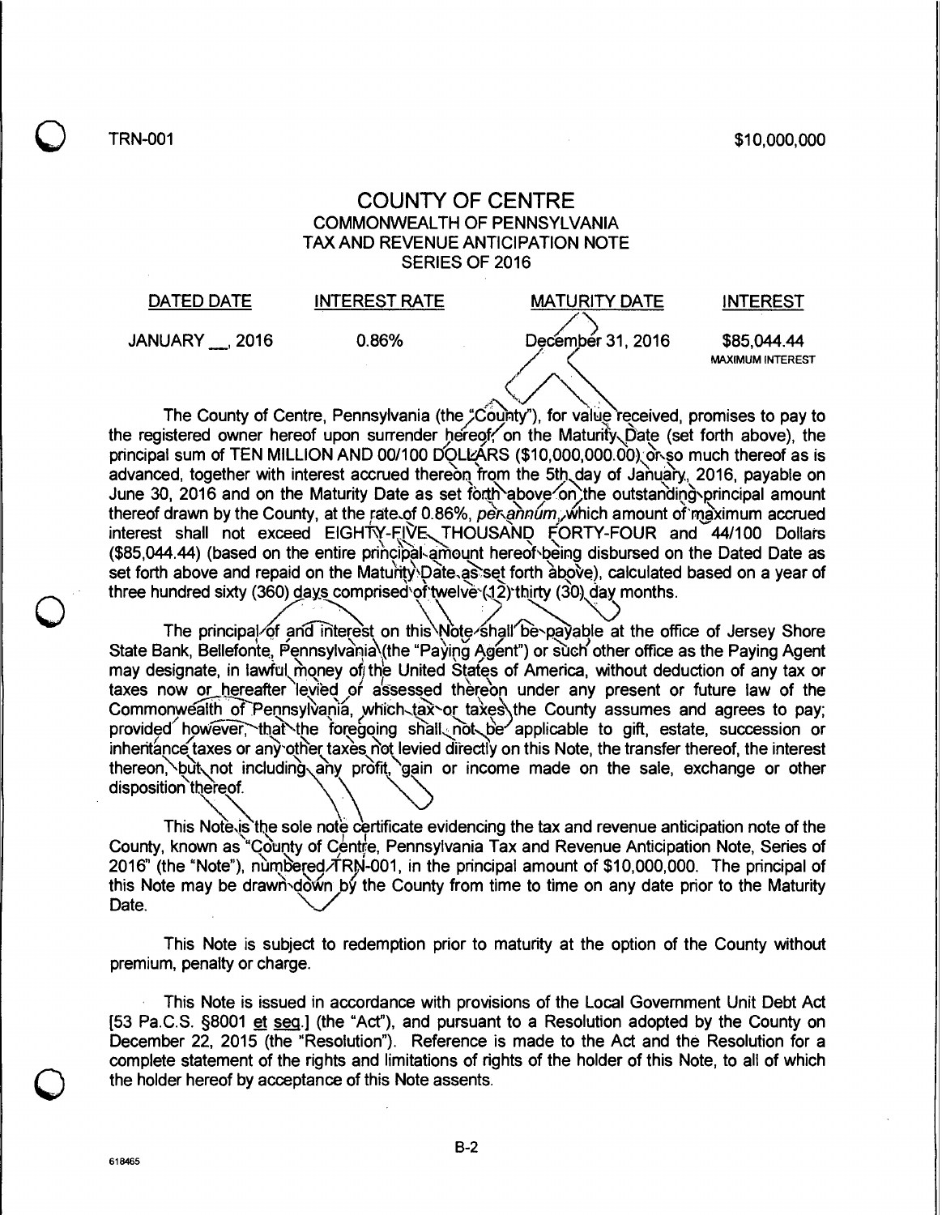TRN-001 $10,000,000

# COUNTY OF CENTRE
## COMMONWEALTH OF PENNSYLVANIA
## TAX AND REVENUE ANTICIPATION NOTE
## SERIES OF 2016

| DATED DATE | INTEREST RATE | MATURITY DATE | INTEREST |
|---|---|---|---|
| JANUARY __, 2016 | 0.86% | December 31, 2016 | $85,044.44 MAXIMUM INTEREST |

The County of Centre, Pennsylvania (the "County"), for value received, promises to pay to the registered owner hereof upon surrender hereof, on the Maturity Date (set forth above), the principal sum of TEN MILLION AND 00/100 DOLLARS ($10,000,000.00) or so much thereof as is advanced, together with interest accrued thereon from the 5th day of January, 2016, payable on June 30, 2016 and on the Maturity Date as set forth above on the outstanding principal amount thereof drawn by the County, at the rate of 0.86%, *per annum*, which amount of maximum accrued interest shall not exceed EIGHTY-FIVE THOUSAND FORTY-FOUR and 44/100 Dollars ($85,044.44) (based on the entire principal amount hereof being disbursed on the Dated Date as set forth above and repaid on the Maturity Date as set forth above), calculated based on a year of three hundred sixty (360) days comprised of twelve (12) thirty (30) day months.

The principal of and interest on this Note shall be payable at the office of Jersey Shore State Bank, Bellefonte, Pennsylvania (the "Paying Agent") or such other office as the Paying Agent may designate, in lawful money of the United States of America, without deduction of any tax or taxes now or hereafter levied or assessed thereon under any present or future law of the Commonwealth of Pennsylvania, which tax or taxes the County assumes and agrees to pay; provided however, that the foregoing shall not be applicable to gift, estate, succession or inheritance taxes or any other taxes not levied directly on this Note, the transfer thereof, the interest thereon, but not including any profit, gain or income made on the sale, exchange or other disposition thereof.

This Note is the sole note certificate evidencing the tax and revenue anticipation note of the County, known as "County of Centre, Pennsylvania Tax and Revenue Anticipation Note, Series of 2016" (the "Note"), numbered TRN-001, in the principal amount of $10,000,000. The principal of this Note may be drawn down by the County from time to time on any date prior to the Maturity Date.

This Note is subject to redemption prior to maturity at the option of the County without premium, penalty or charge.

This Note is issued in accordance with provisions of the Local Government Unit Debt Act [53 Pa.C.S. §8001 et seq.] (the "Act"), and pursuant to a Resolution adopted by the County on December 22, 2015 (the "Resolution"). Reference is made to the Act and the Resolution for a complete statement of the rights and limitations of rights of the holder of this Note, to all of which the holder hereof by acceptance of this Note assents.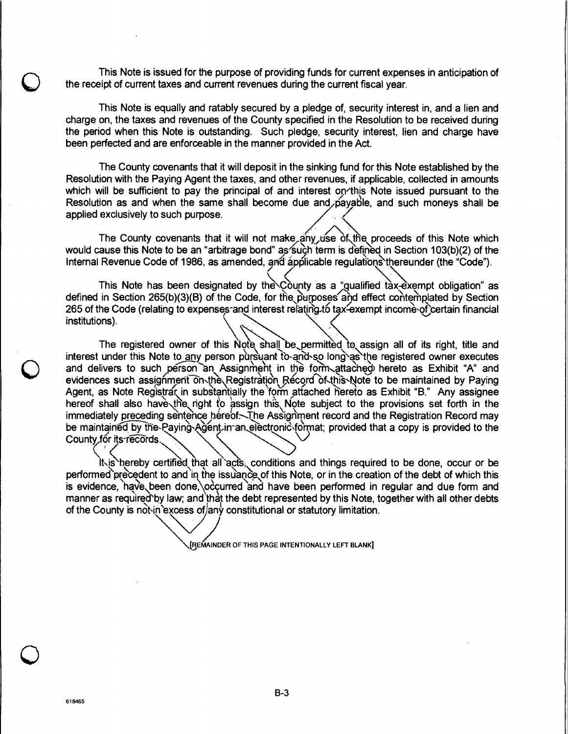This Note is issued for the purpose of providing funds for current expenses in anticipation of the receipt of current taxes and current revenues during the current fiscal year.

This Note is equally and ratably secured by a pledge of, security interest in, and a lien and charge on, the taxes and revenues of the County specified in the Resolution to be received during the period when this Note is outstanding. Such pledge, security interest, lien and charge have been perfected and are enforceable in the manner provided in the Act.

The County covenants that it will deposit in the sinking fund for this Note established by the Resolution with the Paying Agent the taxes, and other revenues, if applicable, collected in amounts which will be sufficient to pay the principal of and interest on this Note issued pursuant to the Resolution as and when the same shall become due and payable, and such moneys shall be applied exclusively to such purpose.

The County covenants that it will not make any use of the proceeds of this Note which would cause this Note to be an "arbitrage bond" as such term is defined in Section 103(b)(2) of the Internal Revenue Code of 1986, as amended, and applicable regulations thereunder (the "Code").

This Note has been designated by the County as a "qualified tax-exempt obligation" as defined in Section 265(b)(3)(B) of the Code, for the purposes and effect contemplated by Section 265 of the Code (relating to expenses and interest relating to tax-exempt income of certain financial institutions).

The registered owner of this Note shall be permitted to assign all of its right, title and interest under this Note to any person pursuant to and so long as the registered owner executes and delivers to such person an Assignment in the form attached hereto as Exhibit "A" and evidences such assignment on the Registration Record of this Note to be maintained by Paying Agent, as Note Registrar in substantially the form attached hereto as Exhibit "B." Any assignee hereof shall also have the right to assign this Note subject to the provisions set forth in the immediately preceding sentence hereof. The Assignment record and the Registration Record may be maintained by the Paying Agent in an electronic format; provided that a copy is provided to the County for its records.

It is hereby certified that all acts, conditions and things required to be done, occur or be performed precedent to and in the issuance of this Note, or in the creation of the debt of which this is evidence, have been done, occurred and have been performed in regular and due form and manner as required by law; and that the debt represented by this Note, together with all other debts of the County is not in excess of any constitutional or statutory limitation.

[REMAINDER OF THIS PAGE INTENTIONALLY LEFT BLANK]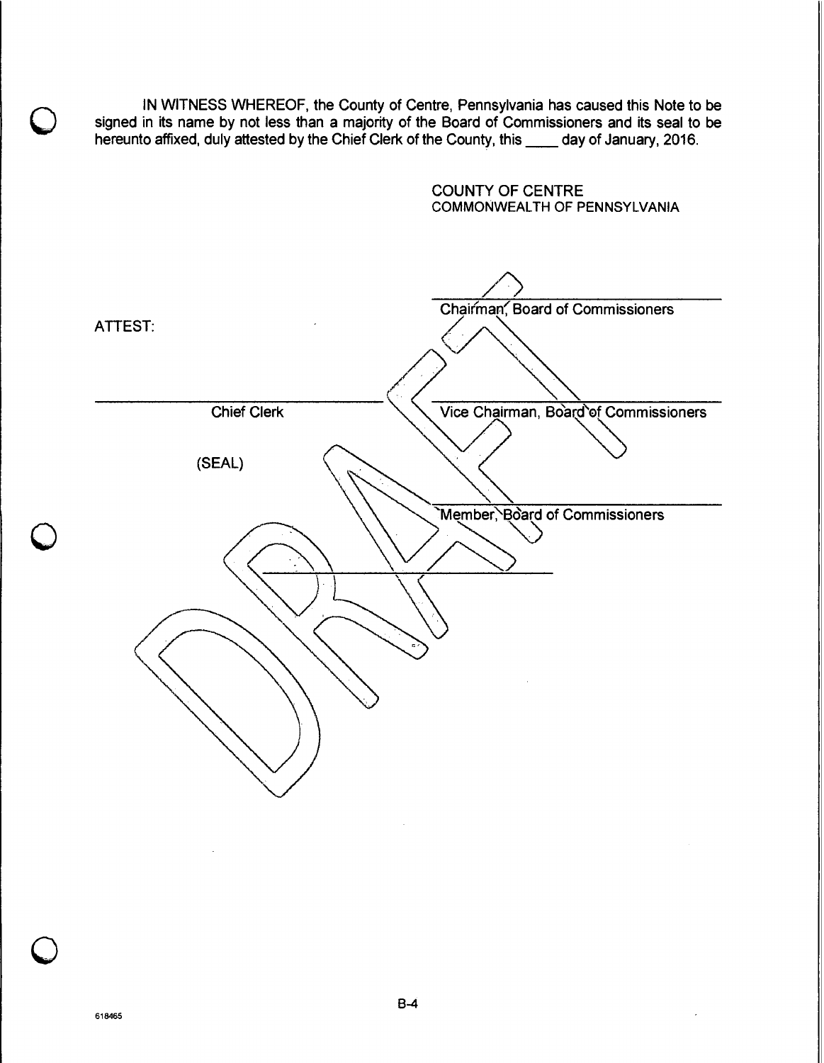IN WITNESS WHEREOF, the County of Centre, Pennsylvania has caused this Note to be signed in its name by not less than a majority of the Board of Commissioners and its seal to be hereunto affixed, duly attested by the Chief Clerk of the County, this ____ day of January, 2016.

COUNTY OF CENTRE
COMMONWEALTH OF PENNSYLVANIA

______________________________
Chairman, Board of Commissioners

ATTEST:

______________________________
Chief Clerk

______________________________
Vice Chairman, Board of Commissioners

(SEAL)

______________________________
Member, Board of Commissioners

______________________________

DRAFT

618465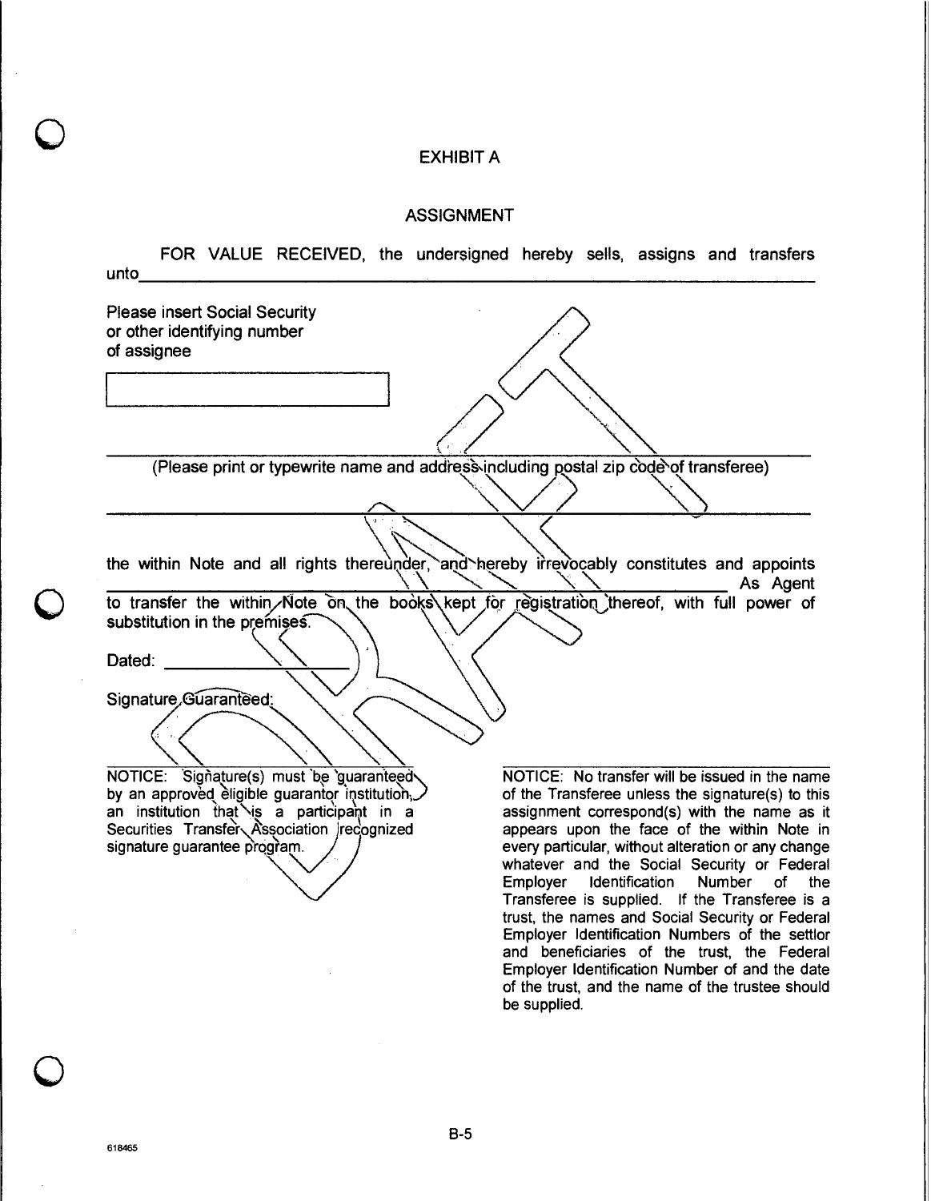# EXHIBIT A

## ASSIGNMENT

FOR VALUE RECEIVED, the undersigned hereby sells, assigns and transfers unto_______________________________________________________________

Please insert Social Security or other identifying number of assignee

[                                        ]

_______________________________________________________________
(Please print or typewrite name and address including postal zip code of transferee)

_______________________________________________________________

the within Note and all rights thereunder, and hereby irrevocably constitutes and appoints _______________________________________________ As Agent to transfer the within Note on the books kept for registration thereof, with full power of substitution in the premises.

Dated: ____________________

Signature Guaranteed:

_______________________________

NOTICE: Signature(s) must be guaranteed by an approved eligible guarantor institution, an institution that is a participant in a Securities Transfer Association recognized signature guarantee program.

_______________________________

NOTICE: No transfer will be issued in the name of the Transferee unless the signature(s) to this assignment correspond(s) with the name as it appears upon the face of the within Note in every particular, without alteration or any change whatever and the Social Security or Federal Employer Identification Number of the Transferee is supplied. If the Transferee is a trust, the names and Social Security or Federal Employer Identification Numbers of the settlor and beneficiaries of the trust, the Federal Employer Identification Number of and the date of the trust, and the name of the trustee should be supplied.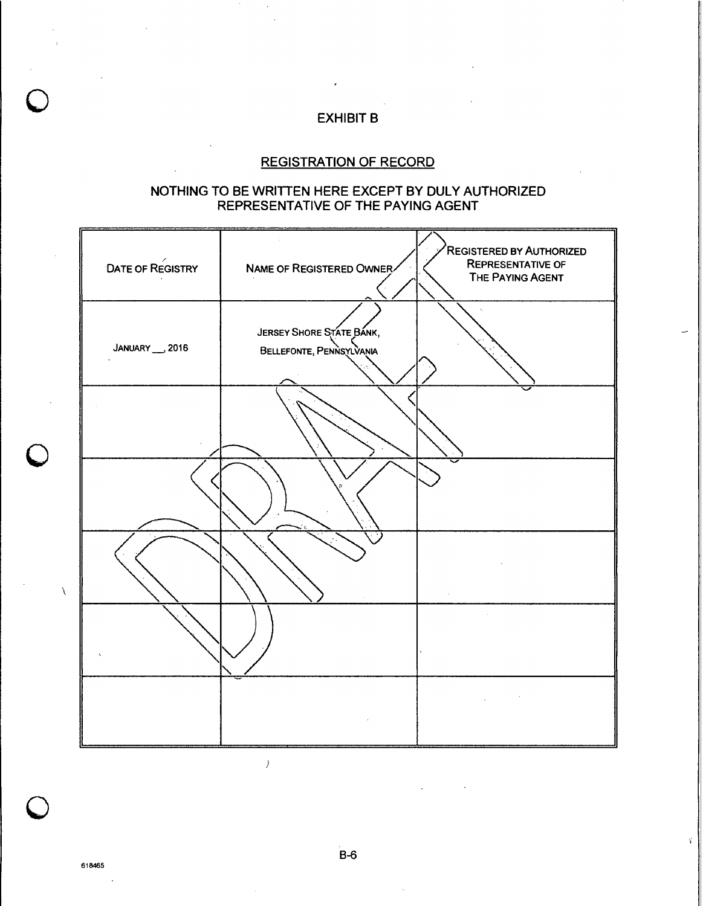# EXHIBIT B

## REGISTRATION OF RECORD

### NOTHING TO BE WRITTEN HERE EXCEPT BY DULY AUTHORIZED REPRESENTATIVE OF THE PAYING AGENT

| DATE OF REGISTRY | NAME OF REGISTERED OWNER | REGISTERED BY AUTHORIZED REPRESENTATIVE OF THE PAYING AGENT |
|---|---|---|
| JANUARY __, 2016 | JERSEY SHORE STATE BANK, BELLEFONTE, PENNSYLVANIA | |
| | | |
| | | |
| | | |
| | | |
| | | |

618465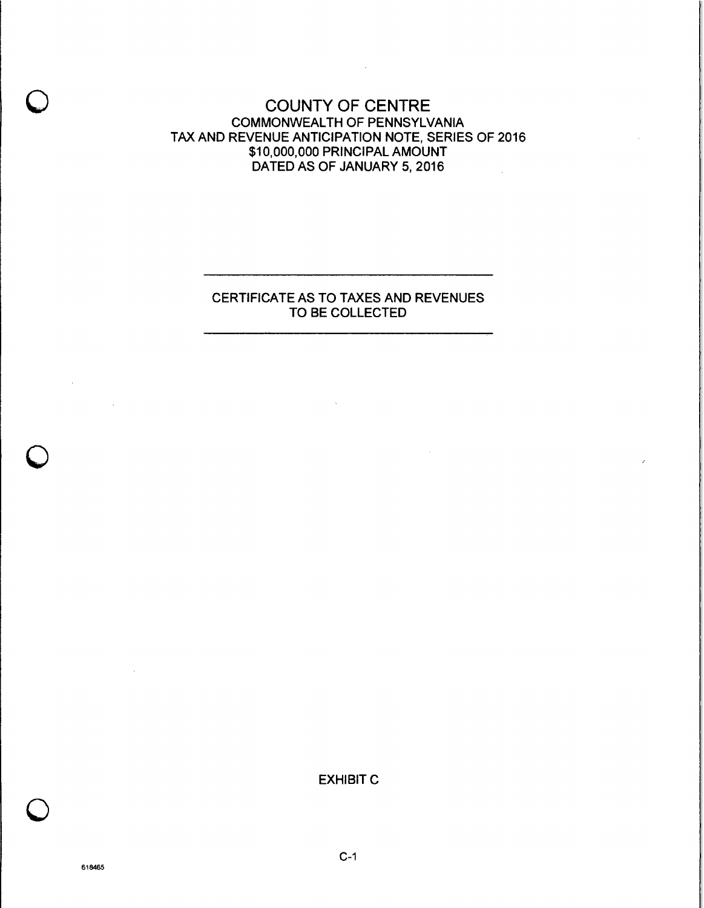# COUNTY OF CENTRE

COMMONWEALTH OF PENNSYLVANIA
TAX AND REVENUE ANTICIPATION NOTE, SERIES OF 2016
$10,000,000 PRINCIPAL AMOUNT
DATED AS OF JANUARY 5, 2016

---

## CERTIFICATE AS TO TAXES AND REVENUES TO BE COLLECTED

---

EXHIBIT C

C-1

618465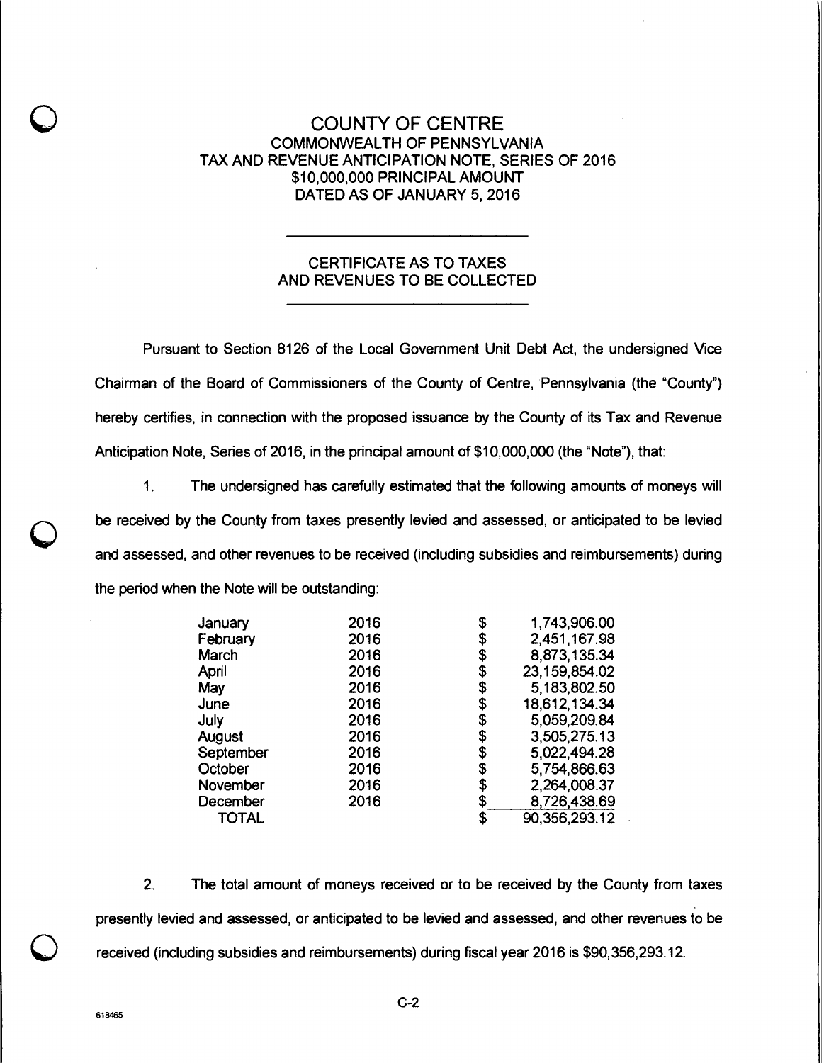# COUNTY OF CENTRE

## COMMONWEALTH OF PENNSYLVANIA
## TAX AND REVENUE ANTICIPATION NOTE, SERIES OF 2016
## $10,000,000 PRINCIPAL AMOUNT
## DATED AS OF JANUARY 5, 2016

---

## CERTIFICATE AS TO TAXES AND REVENUES TO BE COLLECTED

---

Pursuant to Section 8126 of the Local Government Unit Debt Act, the undersigned Vice Chairman of the Board of Commissioners of the County of Centre, Pennsylvania (the "County") hereby certifies, in connection with the proposed issuance by the County of its Tax and Revenue Anticipation Note, Series of 2016, in the principal amount of $10,000,000 (the "Note"), that:

1. The undersigned has carefully estimated that the following amounts of moneys will be received by the County from taxes presently levied and assessed, or anticipated to be levied and assessed, and other revenues to be received (including subsidies and reimbursements) during the period when the Note will be outstanding:

| Month | Year | Amount |
|---|---|---|
| January | 2016 | $ 1,743,906.00 |
| February | 2016 | $ 2,451,167.98 |
| March | 2016 | $ 8,873,135.34 |
| April | 2016 | $ 23,159,854.02 |
| May | 2016 | $ 5,183,802.50 |
| June | 2016 | $ 18,612,134.34 |
| July | 2016 | $ 5,059,209.84 |
| August | 2016 | $ 3,505,275.13 |
| September | 2016 | $ 5,022,494.28 |
| October | 2016 | $ 5,754,866.63 |
| November | 2016 | $ 2,264,008.37 |
| December | 2016 | $ 8,726,438.69 |
| TOTAL | | $ 90,356,293.12 |

2. The total amount of moneys received or to be received by the County from taxes presently levied and assessed, or anticipated to be levied and assessed, and other revenues to be received (including subsidies and reimbursements) during fiscal year 2016 is $90,356,293.12.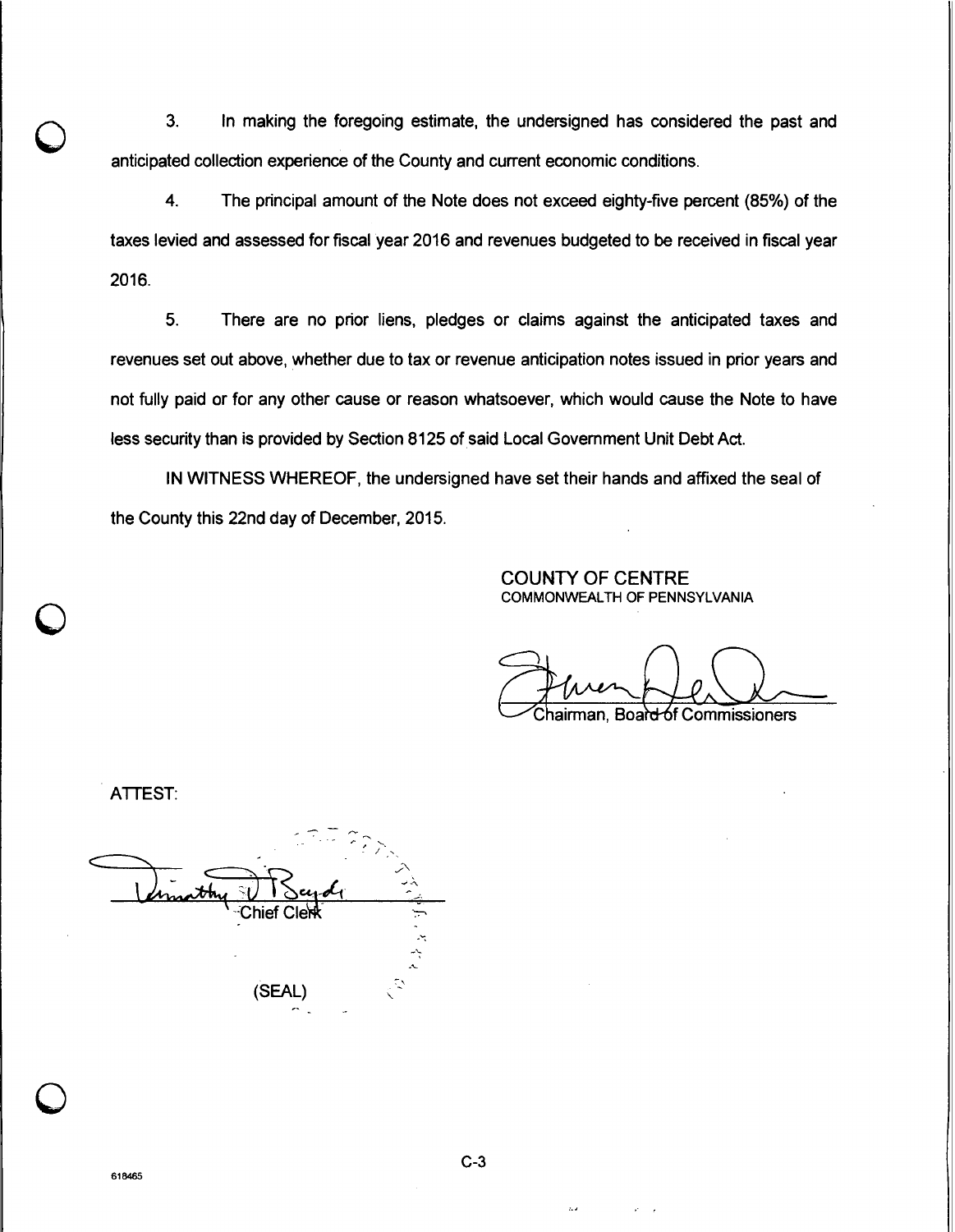3. In making the foregoing estimate, the undersigned has considered the past and anticipated collection experience of the County and current economic conditions.

4. The principal amount of the Note does not exceed eighty-five percent (85%) of the taxes levied and assessed for fiscal year 2016 and revenues budgeted to be received in fiscal year 2016.

5. There are no prior liens, pledges or claims against the anticipated taxes and revenues set out above, whether due to tax or revenue anticipation notes issued in prior years and not fully paid or for any other cause or reason whatsoever, which would cause the Note to have less security than is provided by Section 8125 of said Local Government Unit Debt Act.

IN WITNESS WHEREOF, the undersigned have set their hands and affixed the seal of the County this 22nd day of December, 2015.

COUNTY OF CENTRE
COMMONWEALTH OF PENNSYLVANIA

Chairman, Board of Commissioners

ATTEST:

Chief Clerk

(SEAL)

618465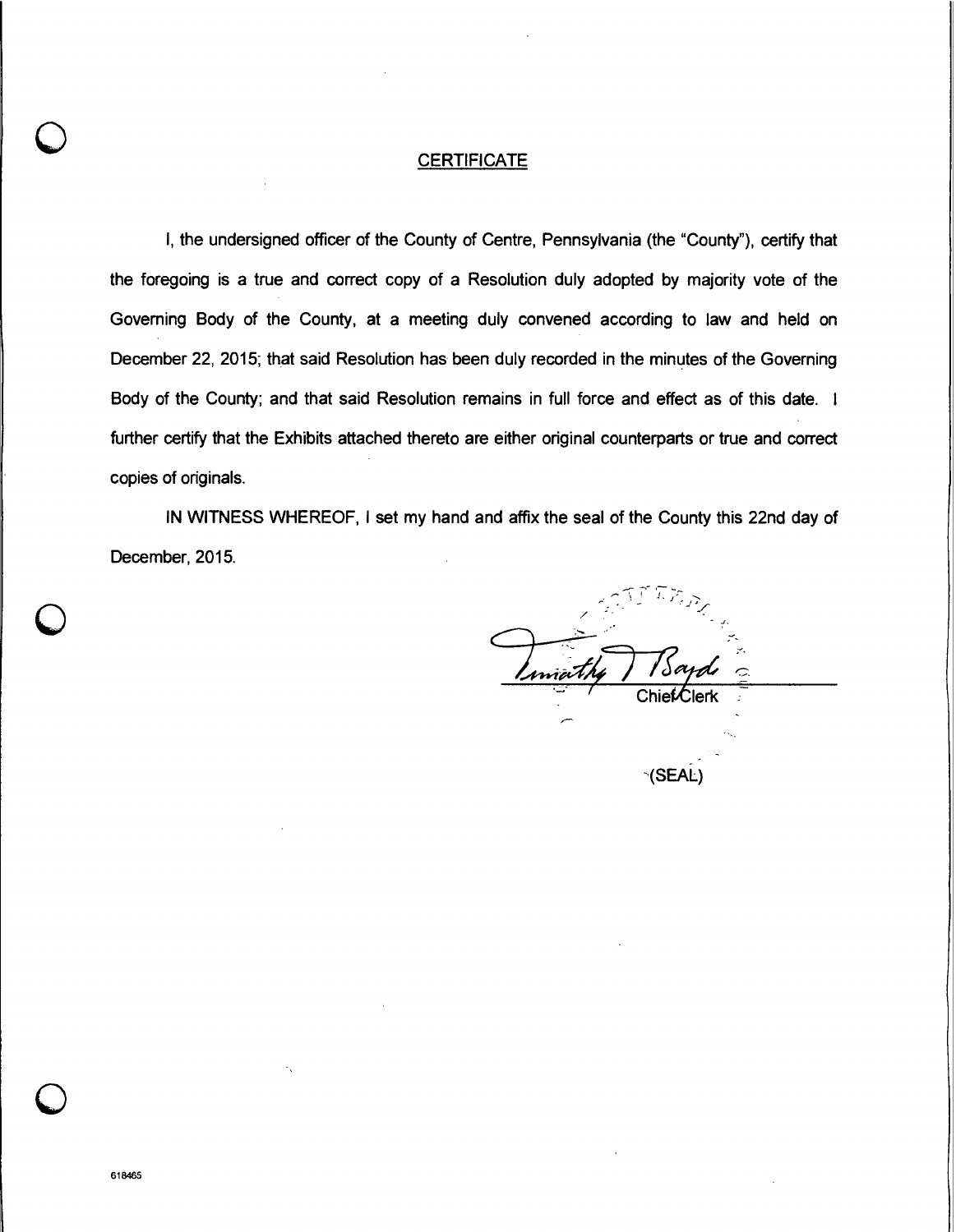## CERTIFICATE

I, the undersigned officer of the County of Centre, Pennsylvania (the "County"), certify that the foregoing is a true and correct copy of a Resolution duly adopted by majority vote of the Governing Body of the County, at a meeting duly convened according to law and held on December 22, 2015; that said Resolution has been duly recorded in the minutes of the Governing Body of the County; and that said Resolution remains in full force and effect as of this date. I further certify that the Exhibits attached thereto are either original counterparts or true and correct copies of originals.

IN WITNESS WHEREOF, I set my hand and affix the seal of the County this 22nd day of December, 2015.

Timothy T Boyde

Chief Clerk

(SEAL)

618465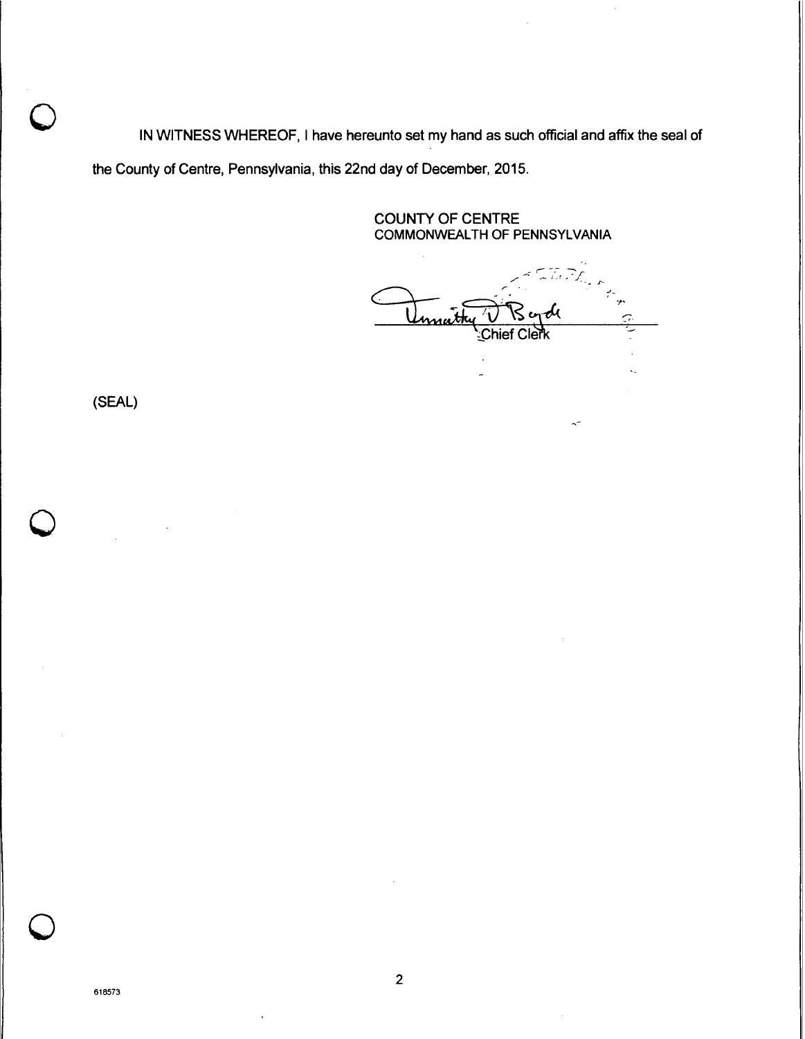IN WITNESS WHEREOF, I have hereunto set my hand as such official and affix the seal of the County of Centre, Pennsylvania, this 22nd day of December, 2015.

COUNTY OF CENTRE
COMMONWEALTH OF PENNSYLVANIA

Timothy V Boyde
Chief Clerk

(SEAL)

618573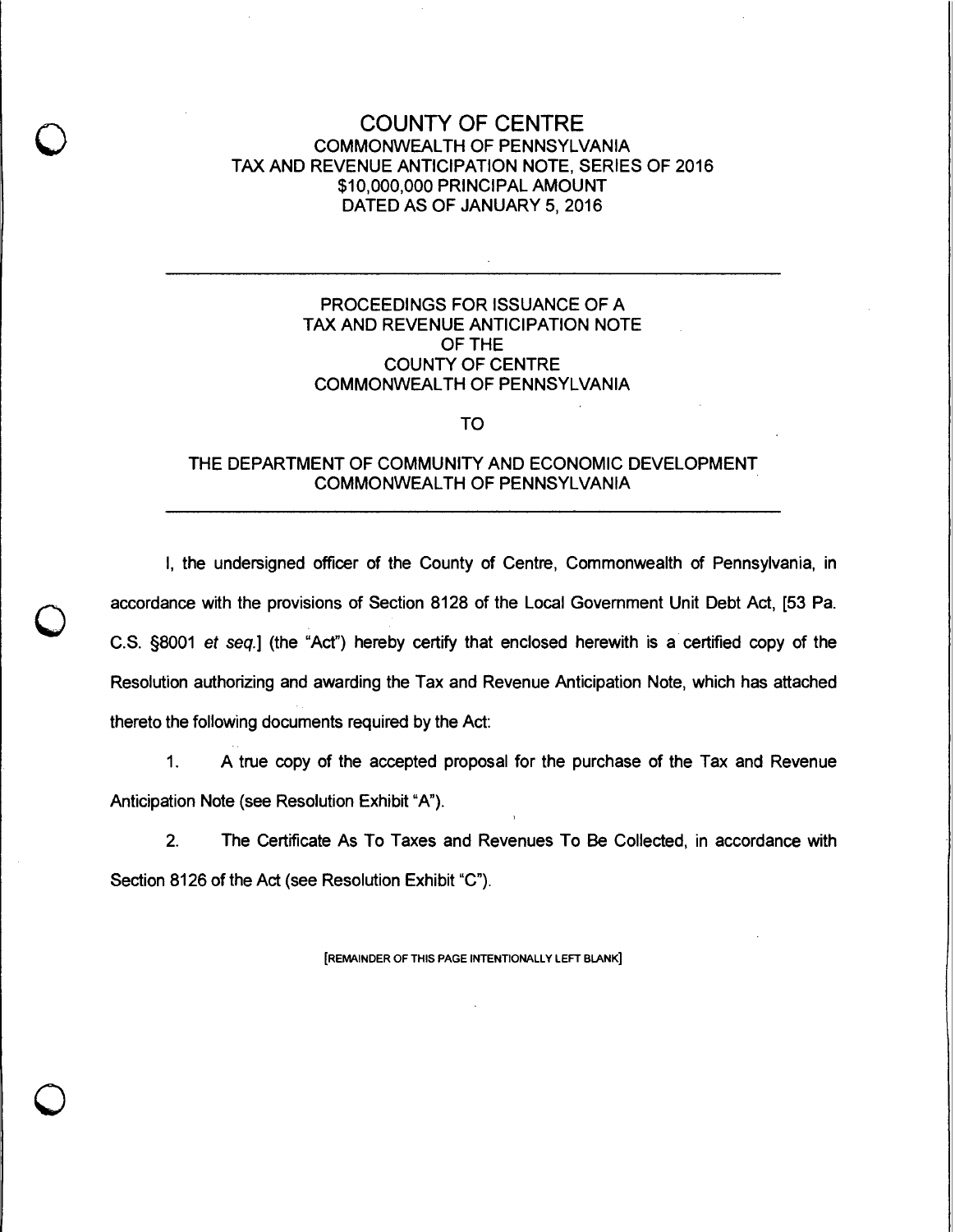# COUNTY OF CENTRE

COMMONWEALTH OF PENNSYLVANIA
TAX AND REVENUE ANTICIPATION NOTE, SERIES OF 2016
$10,000,000 PRINCIPAL AMOUNT
DATED AS OF JANUARY 5, 2016

---

PROCEEDINGS FOR ISSUANCE OF A
TAX AND REVENUE ANTICIPATION NOTE
OF THE
COUNTY OF CENTRE
COMMONWEALTH OF PENNSYLVANIA

TO

THE DEPARTMENT OF COMMUNITY AND ECONOMIC DEVELOPMENT
COMMONWEALTH OF PENNSYLVANIA

---

I, the undersigned officer of the County of Centre, Commonwealth of Pennsylvania, in accordance with the provisions of Section 8128 of the Local Government Unit Debt Act, [53 Pa. C.S. §8001 *et seq.*] (the "Act") hereby certify that enclosed herewith is a certified copy of the Resolution authorizing and awarding the Tax and Revenue Anticipation Note, which has attached thereto the following documents required by the Act:

1. A true copy of the accepted proposal for the purchase of the Tax and Revenue Anticipation Note (see Resolution Exhibit "A").

2. The Certificate As To Taxes and Revenues To Be Collected, in accordance with Section 8126 of the Act (see Resolution Exhibit "C").

[REMAINDER OF THIS PAGE INTENTIONALLY LEFT BLANK]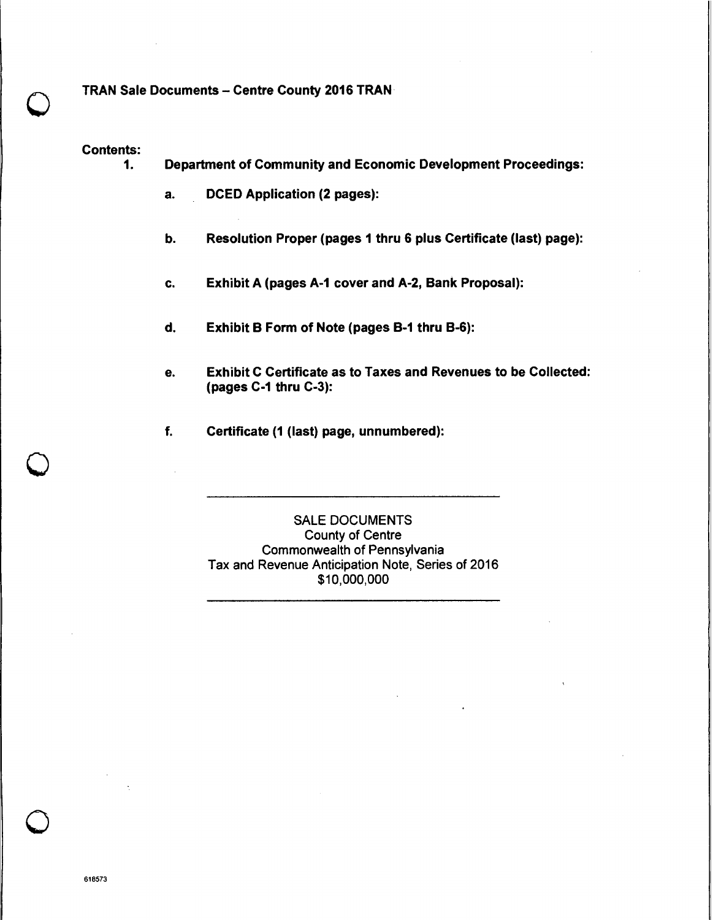**TRAN Sale Documents – Centre County 2016 TRAN**

**Contents:**

1. **Department of Community and Economic Development Proceedings:**

   a. **DCED Application (2 pages):**

   b. **Resolution Proper (pages 1 thru 6 plus Certificate (last) page):**

   c. **Exhibit A (pages A-1 cover and A-2, Bank Proposal):**

   d. **Exhibit B Form of Note (pages B-1 thru B-6):**

   e. **Exhibit C Certificate as to Taxes and Revenues to be Collected: (pages C-1 thru C-3):**

   f. **Certificate (1 (last) page, unnumbered):**

---

SALE DOCUMENTS
County of Centre
Commonwealth of Pennsylvania
Tax and Revenue Anticipation Note, Series of 2016
$10,000,000

---

618573